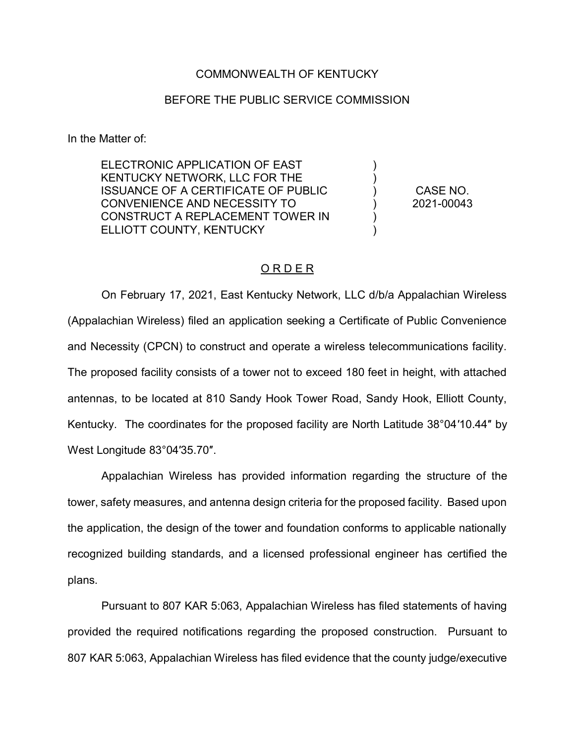COMMONWEALTH OF KENTUCKY

BEFORE THE PUBLIC SERVICE COMMISSION

In the Matter of:

| | | |
|---|---|---|
| ELECTRONIC APPLICATION OF EAST KENTUCKY NETWORK, LLC FOR THE ISSUANCE OF A CERTIFICATE OF PUBLIC CONVENIENCE AND NECESSITY TO CONSTRUCT A REPLACEMENT TOWER IN ELLIOTT COUNTY, KENTUCKY | ) | CASE NO. 2021-00043 |

<u>O R D E R</u>

On February 17, 2021, East Kentucky Network, LLC d/b/a Appalachian Wireless (Appalachian Wireless) filed an application seeking a Certificate of Public Convenience and Necessity (CPCN) to construct and operate a wireless telecommunications facility. The proposed facility consists of a tower not to exceed 180 feet in height, with attached antennas, to be located at 810 Sandy Hook Tower Road, Sandy Hook, Elliott County, Kentucky. The coordinates for the proposed facility are North Latitude 38°04′10.44″ by West Longitude 83°04′35.70″.

Appalachian Wireless has provided information regarding the structure of the tower, safety measures, and antenna design criteria for the proposed facility. Based upon the application, the design of the tower and foundation conforms to applicable nationally recognized building standards, and a licensed professional engineer has certified the plans.

Pursuant to 807 KAR 5:063, Appalachian Wireless has filed statements of having provided the required notifications regarding the proposed construction. Pursuant to 807 KAR 5:063, Appalachian Wireless has filed evidence that the county judge/executive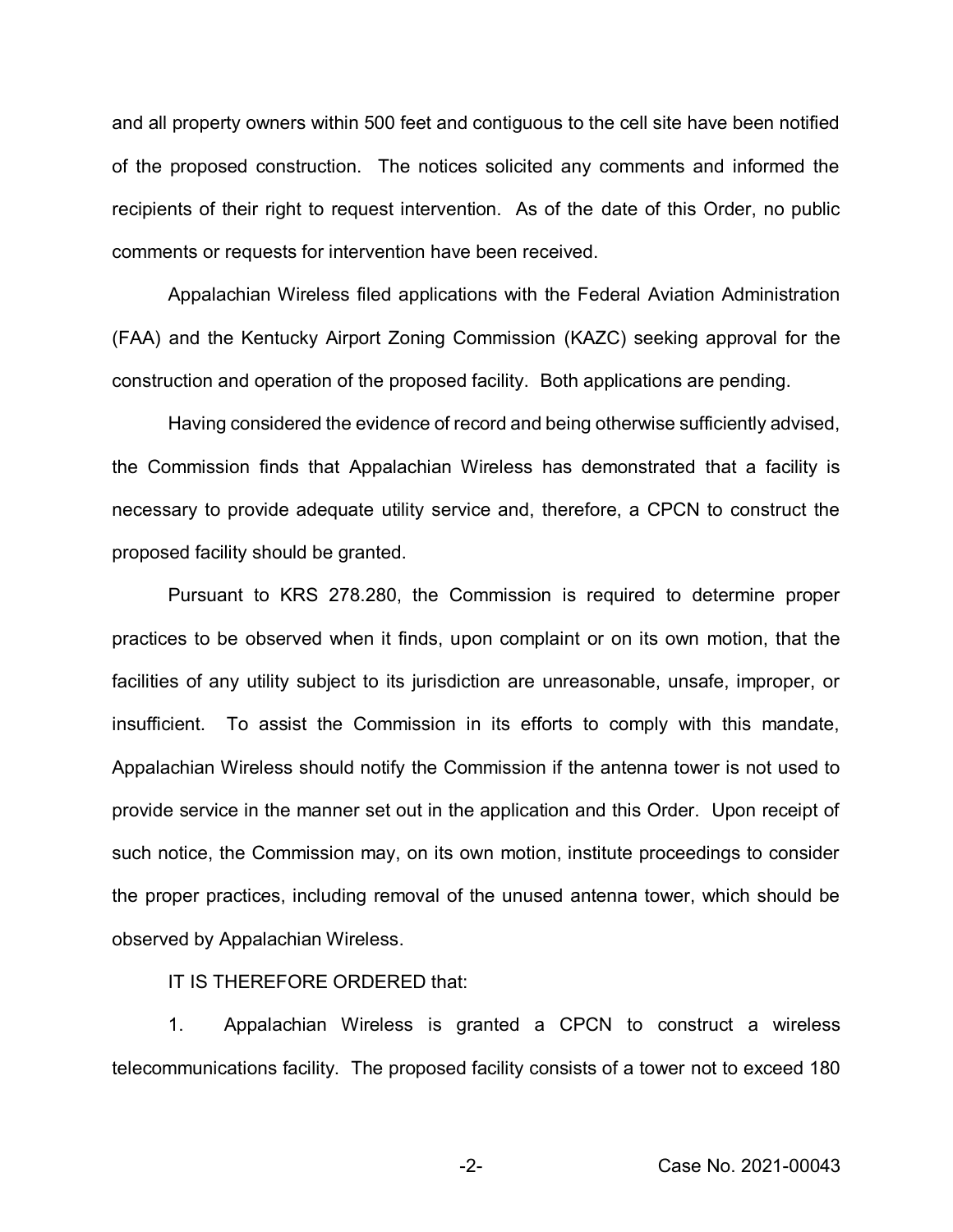and all property owners within 500 feet and contiguous to the cell site have been notified of the proposed construction. The notices solicited any comments and informed the recipients of their right to request intervention. As of the date of this Order, no public comments or requests for intervention have been received.

Appalachian Wireless filed applications with the Federal Aviation Administration (FAA) and the Kentucky Airport Zoning Commission (KAZC) seeking approval for the construction and operation of the proposed facility. Both applications are pending.

Having considered the evidence of record and being otherwise sufficiently advised, the Commission finds that Appalachian Wireless has demonstrated that a facility is necessary to provide adequate utility service and, therefore, a CPCN to construct the proposed facility should be granted.

Pursuant to KRS 278.280, the Commission is required to determine proper practices to be observed when it finds, upon complaint or on its own motion, that the facilities of any utility subject to its jurisdiction are unreasonable, unsafe, improper, or insufficient. To assist the Commission in its efforts to comply with this mandate, Appalachian Wireless should notify the Commission if the antenna tower is not used to provide service in the manner set out in the application and this Order. Upon receipt of such notice, the Commission may, on its own motion, institute proceedings to consider the proper practices, including removal of the unused antenna tower, which should be observed by Appalachian Wireless.

IT IS THEREFORE ORDERED that:

1. Appalachian Wireless is granted a CPCN to construct a wireless telecommunications facility. The proposed facility consists of a tower not to exceed 180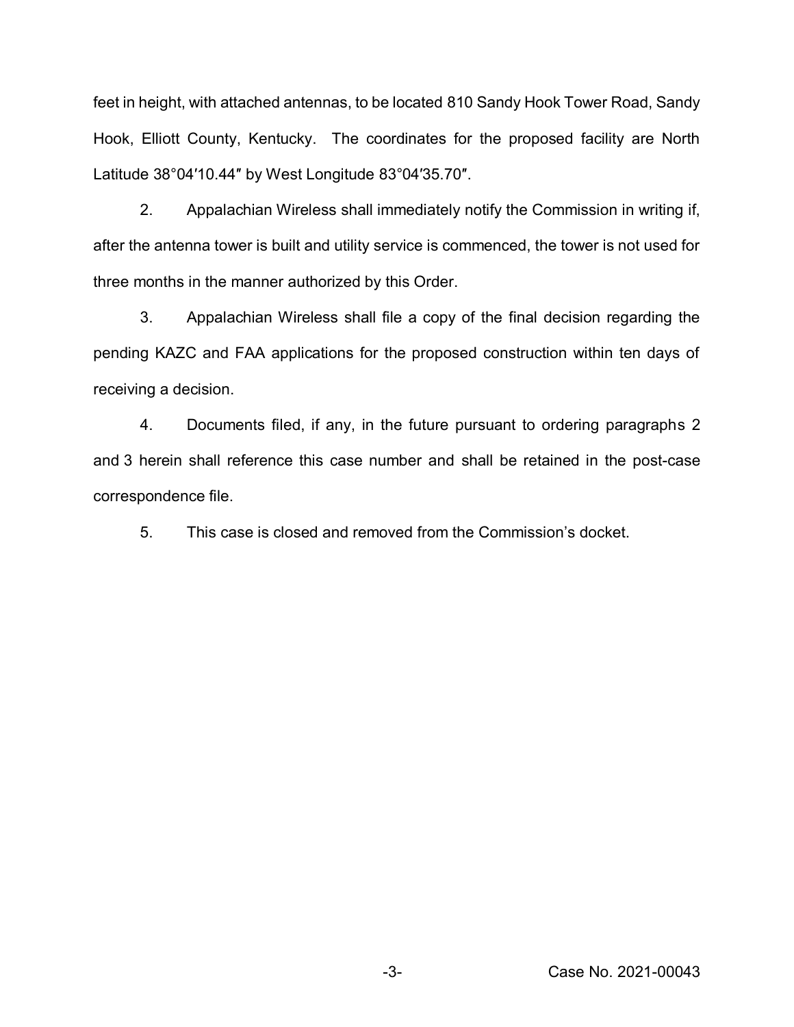feet in height, with attached antennas, to be located 810 Sandy Hook Tower Road, Sandy Hook, Elliott County, Kentucky. The coordinates for the proposed facility are North Latitude 38°04′10.44″ by West Longitude 83°04′35.70″.

2. Appalachian Wireless shall immediately notify the Commission in writing if, after the antenna tower is built and utility service is commenced, the tower is not used for three months in the manner authorized by this Order.

3. Appalachian Wireless shall file a copy of the final decision regarding the pending KAZC and FAA applications for the proposed construction within ten days of receiving a decision.

4. Documents filed, if any, in the future pursuant to ordering paragraphs 2 and 3 herein shall reference this case number and shall be retained in the post-case correspondence file.

5. This case is closed and removed from the Commission's docket.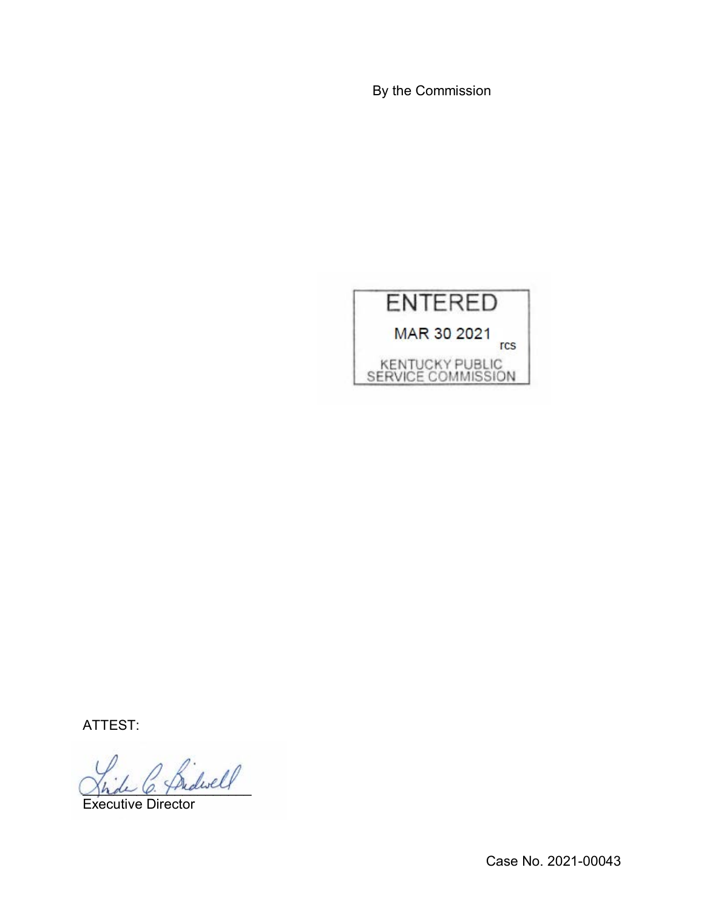By the Commission

ENTERED

MAR 30 2021

rcs

KENTUCKY PUBLIC SERVICE COMMISSION

ATTEST:

Executive Director

Case No. 2021-00043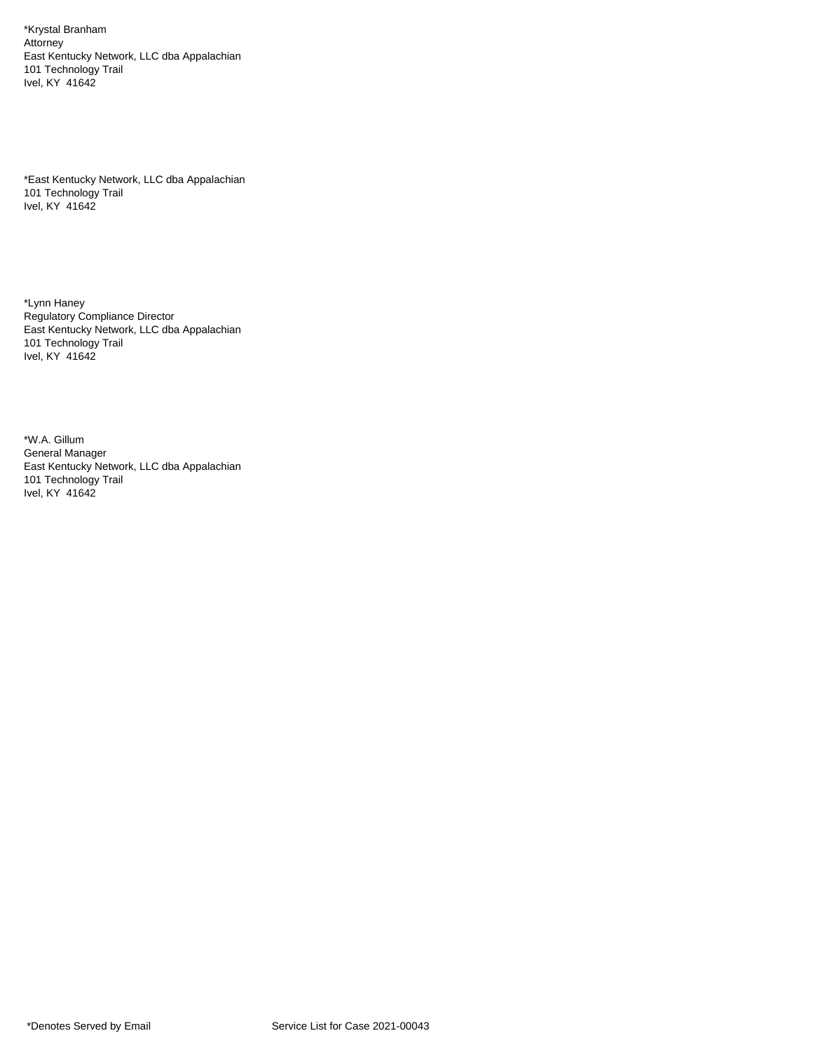*Krystal Branham
Attorney
East Kentucky Network, LLC dba Appalachian
101 Technology Trail
Ivel, KY  41642

*East Kentucky Network, LLC dba Appalachian
101 Technology Trail
Ivel, KY  41642

*Lynn Haney
Regulatory Compliance Director
East Kentucky Network, LLC dba Appalachian
101 Technology Trail
Ivel, KY  41642

*W.A. Gillum
General Manager
East Kentucky Network, LLC dba Appalachian
101 Technology Trail
Ivel, KY  41642

*Denotes Served by Email

Service List for Case 2021-00043